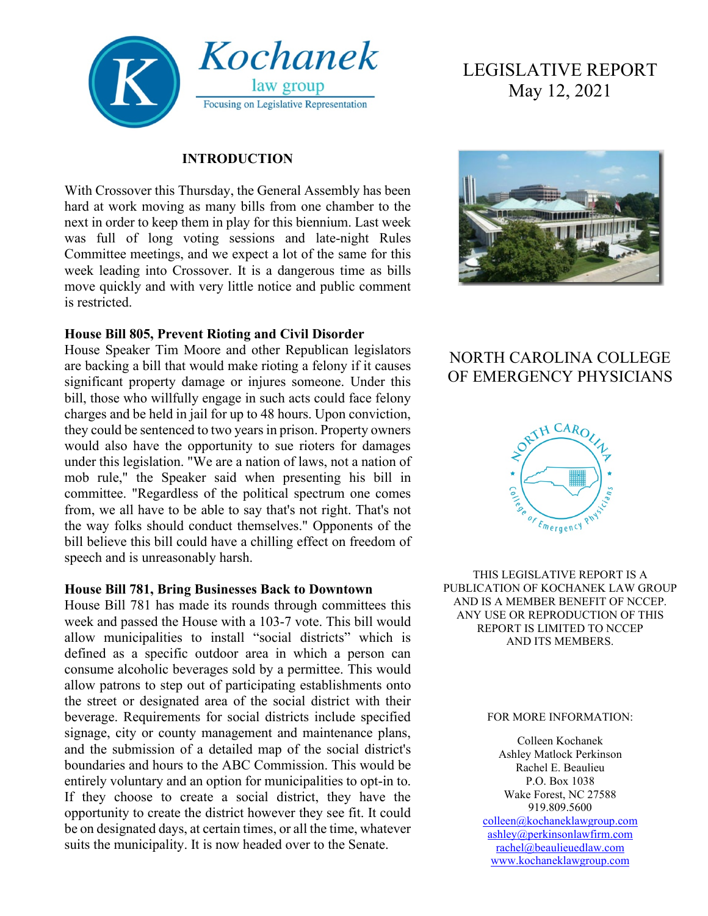Kochanek law group
Focusing on Legislative Representation

# LEGISLATIVE REPORT
May 12, 2021

## NORTH CAROLINA COLLEGE OF EMERGENCY PHYSICIANS

THIS LEGISLATIVE REPORT IS A PUBLICATION OF KOCHANEK LAW GROUP AND IS A MEMBER BENEFIT OF NCCEP. ANY USE OR REPRODUCTION OF THIS REPORT IS LIMITED TO NCCEP AND ITS MEMBERS.

FOR MORE INFORMATION:

Colleen Kochanek
Ashley Matlock Perkinson
Rachel E. Beaulieu
P.O. Box 1038
Wake Forest, NC 27588
919.809.5600
colleen@kochaneklawgroup.com
ashley@perkinsonlawfirm.com
rachel@beaulieuedlaw.com
www.kochaneklawgroup.com

## INTRODUCTION

With Crossover this Thursday, the General Assembly has been hard at work moving as many bills from one chamber to the next in order to keep them in play for this biennium. Last week was full of long voting sessions and late-night Rules Committee meetings, and we expect a lot of the same for this week leading into Crossover. It is a dangerous time as bills move quickly and with very little notice and public comment is restricted.

**House Bill 805, Prevent Rioting and Civil Disorder**

House Speaker Tim Moore and other Republican legislators are backing a bill that would make rioting a felony if it causes significant property damage or injures someone. Under this bill, those who willfully engage in such acts could face felony charges and be held in jail for up to 48 hours. Upon conviction, they could be sentenced to two years in prison. Property owners would also have the opportunity to sue rioters for damages under this legislation. "We are a nation of laws, not a nation of mob rule," the Speaker said when presenting his bill in committee. "Regardless of the political spectrum one comes from, we all have to be able to say that's not right. That's not the way folks should conduct themselves." Opponents of the bill believe this bill could have a chilling effect on freedom of speech and is unreasonably harsh.

**House Bill 781, Bring Businesses Back to Downtown**

House Bill 781 has made its rounds through committees this week and passed the House with a 103-7 vote. This bill would allow municipalities to install "social districts" which is defined as a specific outdoor area in which a person can consume alcoholic beverages sold by a permittee. This would allow patrons to step out of participating establishments onto the street or designated area of the social district with their beverage. Requirements for social districts include specified signage, city or county management and maintenance plans, and the submission of a detailed map of the social district's boundaries and hours to the ABC Commission. This would be entirely voluntary and an option for municipalities to opt-in to. If they choose to create a social district, they have the opportunity to create the district however they see fit. It could be on designated days, at certain times, or all the time, whatever suits the municipality. It is now headed over to the Senate.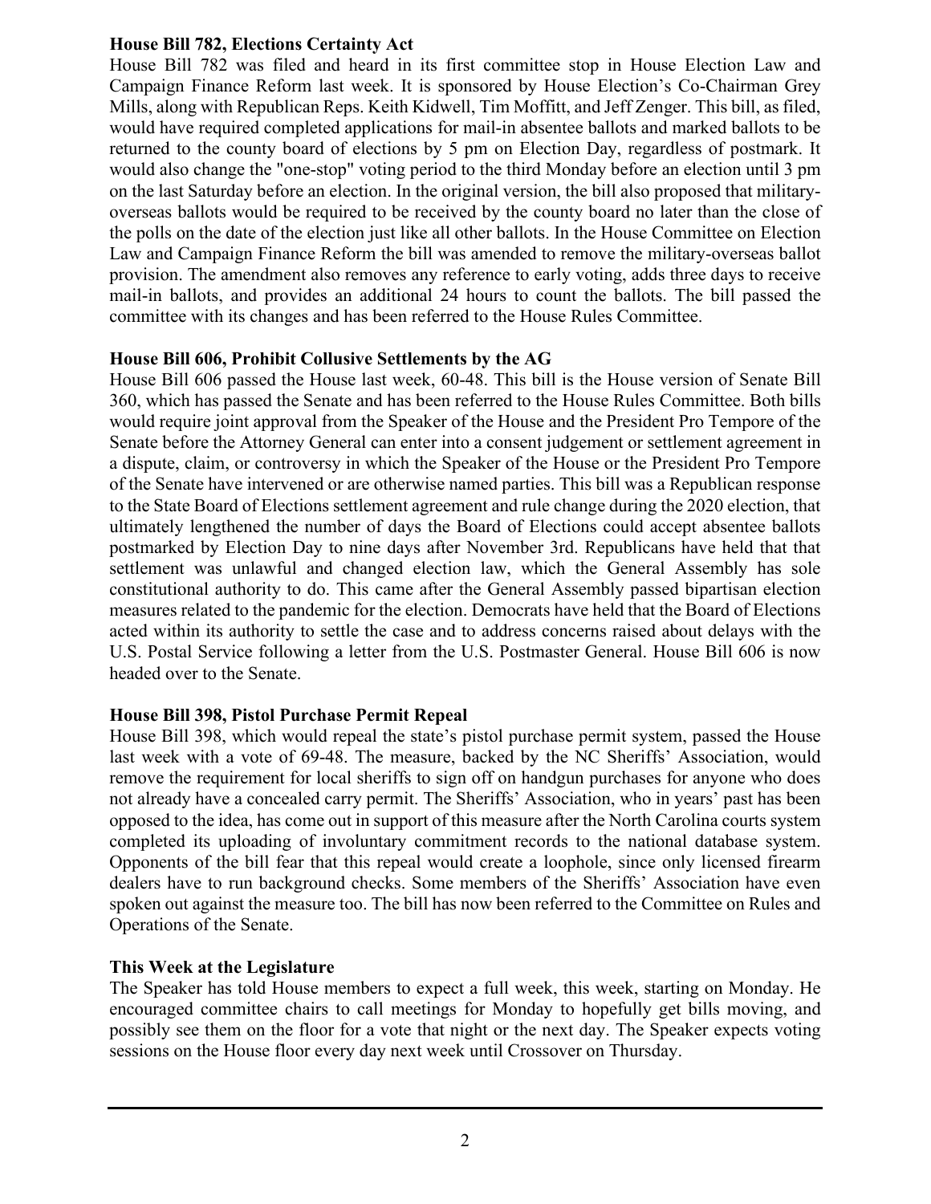**House Bill 782, Elections Certainty Act**

House Bill 782 was filed and heard in its first committee stop in House Election Law and Campaign Finance Reform last week. It is sponsored by House Election's Co-Chairman Grey Mills, along with Republican Reps. Keith Kidwell, Tim Moffitt, and Jeff Zenger. This bill, as filed, would have required completed applications for mail-in absentee ballots and marked ballots to be returned to the county board of elections by 5 pm on Election Day, regardless of postmark. It would also change the "one-stop" voting period to the third Monday before an election until 3 pm on the last Saturday before an election. In the original version, the bill also proposed that military-overseas ballots would be required to be received by the county board no later than the close of the polls on the date of the election just like all other ballots. In the House Committee on Election Law and Campaign Finance Reform the bill was amended to remove the military-overseas ballot provision. The amendment also removes any reference to early voting, adds three days to receive mail-in ballots, and provides an additional 24 hours to count the ballots. The bill passed the committee with its changes and has been referred to the House Rules Committee.

**House Bill 606, Prohibit Collusive Settlements by the AG**

House Bill 606 passed the House last week, 60-48. This bill is the House version of Senate Bill 360, which has passed the Senate and has been referred to the House Rules Committee. Both bills would require joint approval from the Speaker of the House and the President Pro Tempore of the Senate before the Attorney General can enter into a consent judgement or settlement agreement in a dispute, claim, or controversy in which the Speaker of the House or the President Pro Tempore of the Senate have intervened or are otherwise named parties. This bill was a Republican response to the State Board of Elections settlement agreement and rule change during the 2020 election, that ultimately lengthened the number of days the Board of Elections could accept absentee ballots postmarked by Election Day to nine days after November 3rd. Republicans have held that that settlement was unlawful and changed election law, which the General Assembly has sole constitutional authority to do. This came after the General Assembly passed bipartisan election measures related to the pandemic for the election. Democrats have held that the Board of Elections acted within its authority to settle the case and to address concerns raised about delays with the U.S. Postal Service following a letter from the U.S. Postmaster General. House Bill 606 is now headed over to the Senate.

**House Bill 398, Pistol Purchase Permit Repeal**

House Bill 398, which would repeal the state's pistol purchase permit system, passed the House last week with a vote of 69-48. The measure, backed by the NC Sheriffs' Association, would remove the requirement for local sheriffs to sign off on handgun purchases for anyone who does not already have a concealed carry permit. The Sheriffs' Association, who in years' past has been opposed to the idea, has come out in support of this measure after the North Carolina courts system completed its uploading of involuntary commitment records to the national database system. Opponents of the bill fear that this repeal would create a loophole, since only licensed firearm dealers have to run background checks. Some members of the Sheriffs' Association have even spoken out against the measure too. The bill has now been referred to the Committee on Rules and Operations of the Senate.

**This Week at the Legislature**

The Speaker has told House members to expect a full week, this week, starting on Monday. He encouraged committee chairs to call meetings for Monday to hopefully get bills moving, and possibly see them on the floor for a vote that night or the next day. The Speaker expects voting sessions on the House floor every day next week until Crossover on Thursday.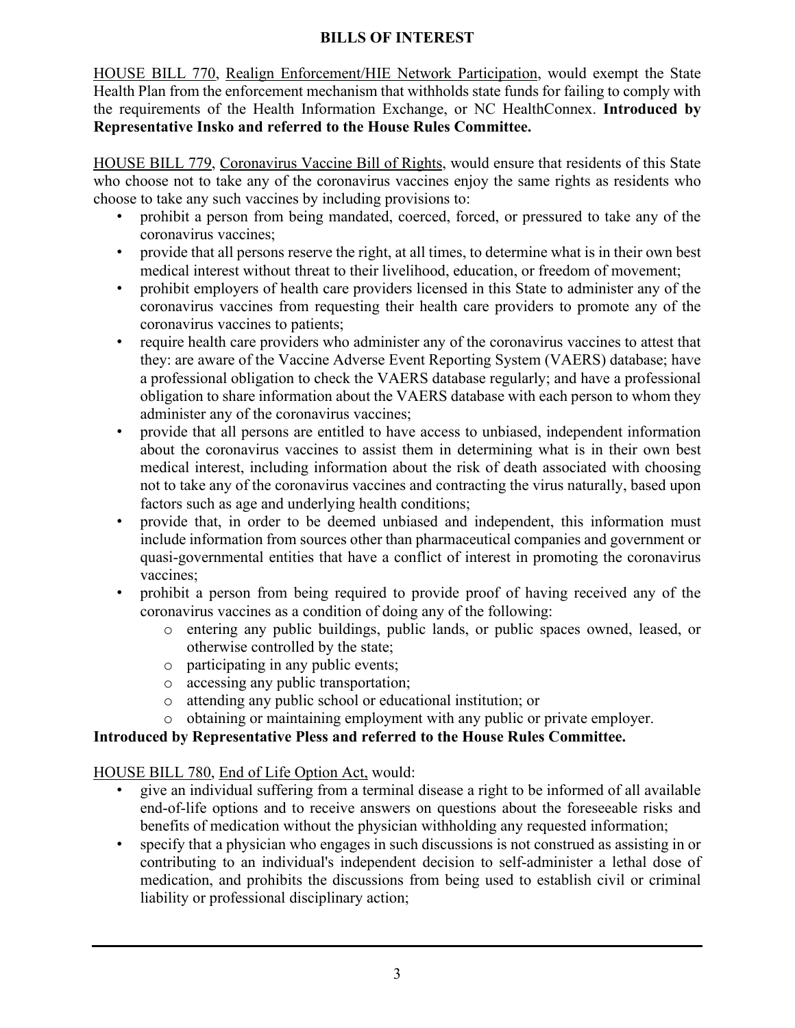## BILLS OF INTEREST

HOUSE BILL 770, Realign Enforcement/HIE Network Participation, would exempt the State Health Plan from the enforcement mechanism that withholds state funds for failing to comply with the requirements of the Health Information Exchange, or NC HealthConnex. **Introduced by Representative Insko and referred to the House Rules Committee.**

HOUSE BILL 779, Coronavirus Vaccine Bill of Rights, would ensure that residents of this State who choose not to take any of the coronavirus vaccines enjoy the same rights as residents who choose to take any such vaccines by including provisions to:

- prohibit a person from being mandated, coerced, forced, or pressured to take any of the coronavirus vaccines;
- provide that all persons reserve the right, at all times, to determine what is in their own best medical interest without threat to their livelihood, education, or freedom of movement;
- prohibit employers of health care providers licensed in this State to administer any of the coronavirus vaccines from requesting their health care providers to promote any of the coronavirus vaccines to patients;
- require health care providers who administer any of the coronavirus vaccines to attest that they: are aware of the Vaccine Adverse Event Reporting System (VAERS) database; have a professional obligation to check the VAERS database regularly; and have a professional obligation to share information about the VAERS database with each person to whom they administer any of the coronavirus vaccines;
- provide that all persons are entitled to have access to unbiased, independent information about the coronavirus vaccines to assist them in determining what is in their own best medical interest, including information about the risk of death associated with choosing not to take any of the coronavirus vaccines and contracting the virus naturally, based upon factors such as age and underlying health conditions;
- provide that, in order to be deemed unbiased and independent, this information must include information from sources other than pharmaceutical companies and government or quasi-governmental entities that have a conflict of interest in promoting the coronavirus vaccines;
- prohibit a person from being required to provide proof of having received any of the coronavirus vaccines as a condition of doing any of the following:
  - entering any public buildings, public lands, or public spaces owned, leased, or otherwise controlled by the state;
  - participating in any public events;
  - accessing any public transportation;
  - attending any public school or educational institution; or
  - obtaining or maintaining employment with any public or private employer.

**Introduced by Representative Pless and referred to the House Rules Committee.**

HOUSE BILL 780, End of Life Option Act, would:

- give an individual suffering from a terminal disease a right to be informed of all available end-of-life options and to receive answers on questions about the foreseeable risks and benefits of medication without the physician withholding any requested information;
- specify that a physician who engages in such discussions is not construed as assisting in or contributing to an individual's independent decision to self-administer a lethal dose of medication, and prohibits the discussions from being used to establish civil or criminal liability or professional disciplinary action;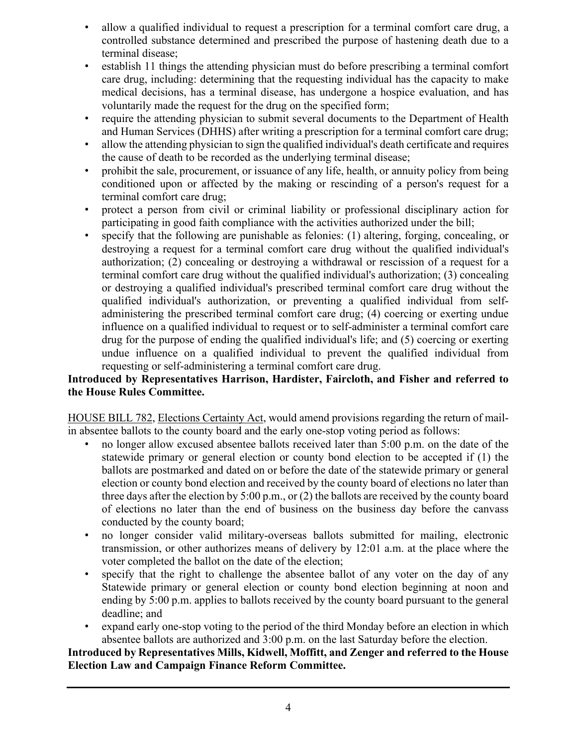- allow a qualified individual to request a prescription for a terminal comfort care drug, a controlled substance determined and prescribed the purpose of hastening death due to a terminal disease;
- establish 11 things the attending physician must do before prescribing a terminal comfort care drug, including: determining that the requesting individual has the capacity to make medical decisions, has a terminal disease, has undergone a hospice evaluation, and has voluntarily made the request for the drug on the specified form;
- require the attending physician to submit several documents to the Department of Health and Human Services (DHHS) after writing a prescription for a terminal comfort care drug;
- allow the attending physician to sign the qualified individual's death certificate and requires the cause of death to be recorded as the underlying terminal disease;
- prohibit the sale, procurement, or issuance of any life, health, or annuity policy from being conditioned upon or affected by the making or rescinding of a person's request for a terminal comfort care drug;
- protect a person from civil or criminal liability or professional disciplinary action for participating in good faith compliance with the activities authorized under the bill;
- specify that the following are punishable as felonies: (1) altering, forging, concealing, or destroying a request for a terminal comfort care drug without the qualified individual's authorization; (2) concealing or destroying a withdrawal or rescission of a request for a terminal comfort care drug without the qualified individual's authorization; (3) concealing or destroying a qualified individual's prescribed terminal comfort care drug without the qualified individual's authorization, or preventing a qualified individual from self-administering the prescribed terminal comfort care drug; (4) coercing or exerting undue influence on a qualified individual to request or to self-administer a terminal comfort care drug for the purpose of ending the qualified individual's life; and (5) coercing or exerting undue influence on a qualified individual to prevent the qualified individual from requesting or self-administering a terminal comfort care drug.

**Introduced by Representatives Harrison, Hardister, Faircloth, and Fisher and referred to the House Rules Committee.**

<u>HOUSE BILL 782</u>, <u>Elections Certainty Act</u>, would amend provisions regarding the return of mail-in absentee ballots to the county board and the early one-stop voting period as follows:

- no longer allow excused absentee ballots received later than 5:00 p.m. on the date of the statewide primary or general election or county bond election to be accepted if (1) the ballots are postmarked and dated on or before the date of the statewide primary or general election or county bond election and received by the county board of elections no later than three days after the election by 5:00 p.m., or (2) the ballots are received by the county board of elections no later than the end of business on the business day before the canvass conducted by the county board;
- no longer consider valid military-overseas ballots submitted for mailing, electronic transmission, or other authorizes means of delivery by 12:01 a.m. at the place where the voter completed the ballot on the date of the election;
- specify that the right to challenge the absentee ballot of any voter on the day of any Statewide primary or general election or county bond election beginning at noon and ending by 5:00 p.m. applies to ballots received by the county board pursuant to the general deadline; and
- expand early one-stop voting to the period of the third Monday before an election in which absentee ballots are authorized and 3:00 p.m. on the last Saturday before the election.

**Introduced by Representatives Mills, Kidwell, Moffitt, and Zenger and referred to the House Election Law and Campaign Finance Reform Committee.**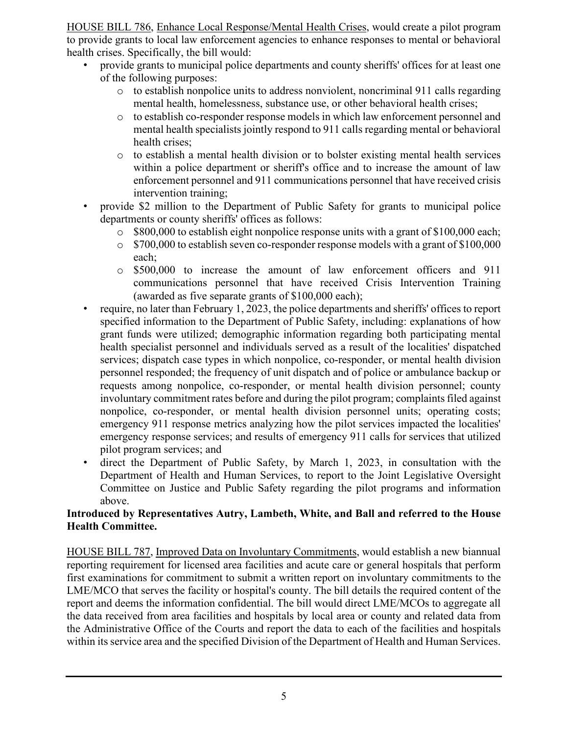<u>HOUSE BILL 786</u>, <u>Enhance Local Response/Mental Health Crises</u>, would create a pilot program to provide grants to local law enforcement agencies to enhance responses to mental or behavioral health crises. Specifically, the bill would:

- provide grants to municipal police departments and county sheriffs' offices for at least one of the following purposes:
  - to establish nonpolice units to address nonviolent, noncriminal 911 calls regarding mental health, homelessness, substance use, or other behavioral health crises;
  - to establish co-responder response models in which law enforcement personnel and mental health specialists jointly respond to 911 calls regarding mental or behavioral health crises;
  - to establish a mental health division or to bolster existing mental health services within a police department or sheriff's office and to increase the amount of law enforcement personnel and 911 communications personnel that have received crisis intervention training;
- provide $2 million to the Department of Public Safety for grants to municipal police departments or county sheriffs' offices as follows:
  - $800,000 to establish eight nonpolice response units with a grant of $100,000 each;
  - $700,000 to establish seven co-responder response models with a grant of $100,000 each;
  - $500,000 to increase the amount of law enforcement officers and 911 communications personnel that have received Crisis Intervention Training (awarded as five separate grants of $100,000 each);
- require, no later than February 1, 2023, the police departments and sheriffs' offices to report specified information to the Department of Public Safety, including: explanations of how grant funds were utilized; demographic information regarding both participating mental health specialist personnel and individuals served as a result of the localities' dispatched services; dispatch case types in which nonpolice, co-responder, or mental health division personnel responded; the frequency of unit dispatch and of police or ambulance backup or requests among nonpolice, co-responder, or mental health division personnel; county involuntary commitment rates before and during the pilot program; complaints filed against nonpolice, co-responder, or mental health division personnel units; operating costs; emergency 911 response metrics analyzing how the pilot services impacted the localities' emergency response services; and results of emergency 911 calls for services that utilized pilot program services; and
- direct the Department of Public Safety, by March 1, 2023, in consultation with the Department of Health and Human Services, to report to the Joint Legislative Oversight Committee on Justice and Public Safety regarding the pilot programs and information above.

**Introduced by Representatives Autry, Lambeth, White, and Ball and referred to the House Health Committee.**

<u>HOUSE BILL 787</u>, <u>Improved Data on Involuntary Commitments</u>, would establish a new biannual reporting requirement for licensed area facilities and acute care or general hospitals that perform first examinations for commitment to submit a written report on involuntary commitments to the LME/MCO that serves the facility or hospital's county. The bill details the required content of the report and deems the information confidential. The bill would direct LME/MCOs to aggregate all the data received from area facilities and hospitals by local area or county and related data from the Administrative Office of the Courts and report the data to each of the facilities and hospitals within its service area and the specified Division of the Department of Health and Human Services.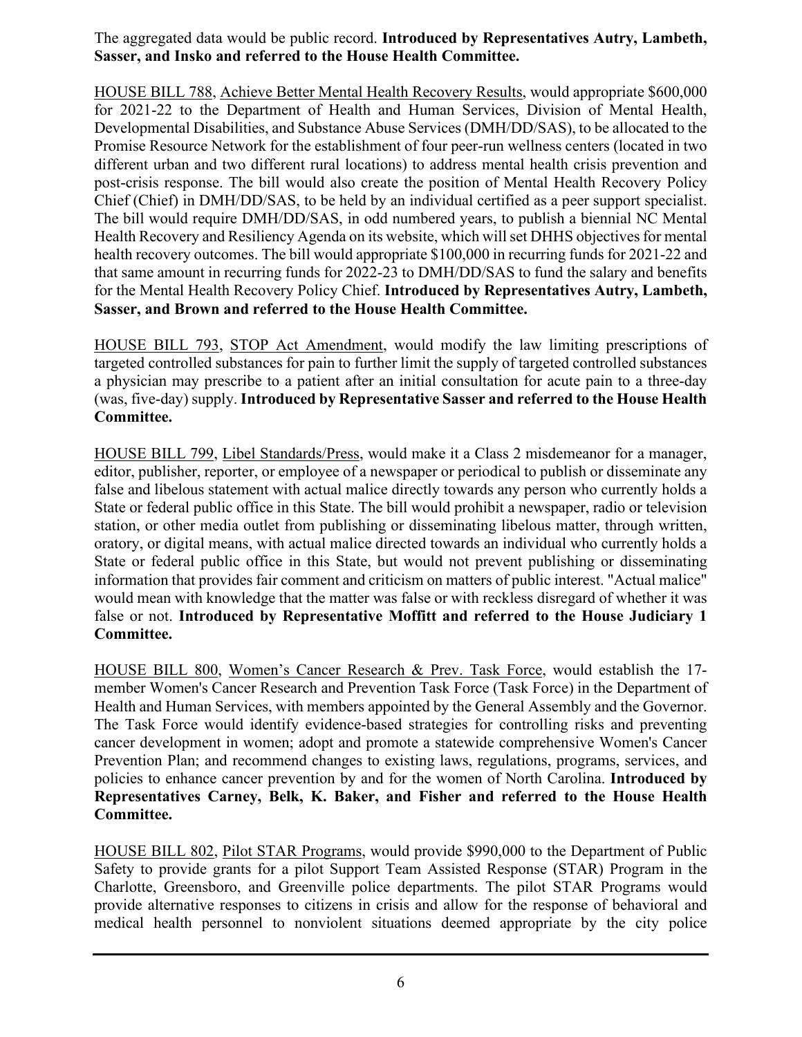The aggregated data would be public record. **Introduced by Representatives Autry, Lambeth, Sasser, and Insko and referred to the House Health Committee.**

HOUSE BILL 788, Achieve Better Mental Health Recovery Results, would appropriate $600,000 for 2021-22 to the Department of Health and Human Services, Division of Mental Health, Developmental Disabilities, and Substance Abuse Services (DMH/DD/SAS), to be allocated to the Promise Resource Network for the establishment of four peer-run wellness centers (located in two different urban and two different rural locations) to address mental health crisis prevention and post-crisis response. The bill would also create the position of Mental Health Recovery Policy Chief (Chief) in DMH/DD/SAS, to be held by an individual certified as a peer support specialist. The bill would require DMH/DD/SAS, in odd numbered years, to publish a biennial NC Mental Health Recovery and Resiliency Agenda on its website, which will set DHHS objectives for mental health recovery outcomes. The bill would appropriate $100,000 in recurring funds for 2021-22 and that same amount in recurring funds for 2022-23 to DMH/DD/SAS to fund the salary and benefits for the Mental Health Recovery Policy Chief. **Introduced by Representatives Autry, Lambeth, Sasser, and Brown and referred to the House Health Committee.**

HOUSE BILL 793, STOP Act Amendment, would modify the law limiting prescriptions of targeted controlled substances for pain to further limit the supply of targeted controlled substances a physician may prescribe to a patient after an initial consultation for acute pain to a three-day (was, five-day) supply. **Introduced by Representative Sasser and referred to the House Health Committee.**

HOUSE BILL 799, Libel Standards/Press, would make it a Class 2 misdemeanor for a manager, editor, publisher, reporter, or employee of a newspaper or periodical to publish or disseminate any false and libelous statement with actual malice directly towards any person who currently holds a State or federal public office in this State. The bill would prohibit a newspaper, radio or television station, or other media outlet from publishing or disseminating libelous matter, through written, oratory, or digital means, with actual malice directed towards an individual who currently holds a State or federal public office in this State, but would not prevent publishing or disseminating information that provides fair comment and criticism on matters of public interest. "Actual malice" would mean with knowledge that the matter was false or with reckless disregard of whether it was false or not. **Introduced by Representative Moffitt and referred to the House Judiciary 1 Committee.**

HOUSE BILL 800, Women's Cancer Research & Prev. Task Force, would establish the 17-member Women's Cancer Research and Prevention Task Force (Task Force) in the Department of Health and Human Services, with members appointed by the General Assembly and the Governor. The Task Force would identify evidence-based strategies for controlling risks and preventing cancer development in women; adopt and promote a statewide comprehensive Women's Cancer Prevention Plan; and recommend changes to existing laws, regulations, programs, services, and policies to enhance cancer prevention by and for the women of North Carolina. **Introduced by Representatives Carney, Belk, K. Baker, and Fisher and referred to the House Health Committee.**

HOUSE BILL 802, Pilot STAR Programs, would provide $990,000 to the Department of Public Safety to provide grants for a pilot Support Team Assisted Response (STAR) Program in the Charlotte, Greensboro, and Greenville police departments. The pilot STAR Programs would provide alternative responses to citizens in crisis and allow for the response of behavioral and medical health personnel to nonviolent situations deemed appropriate by the city police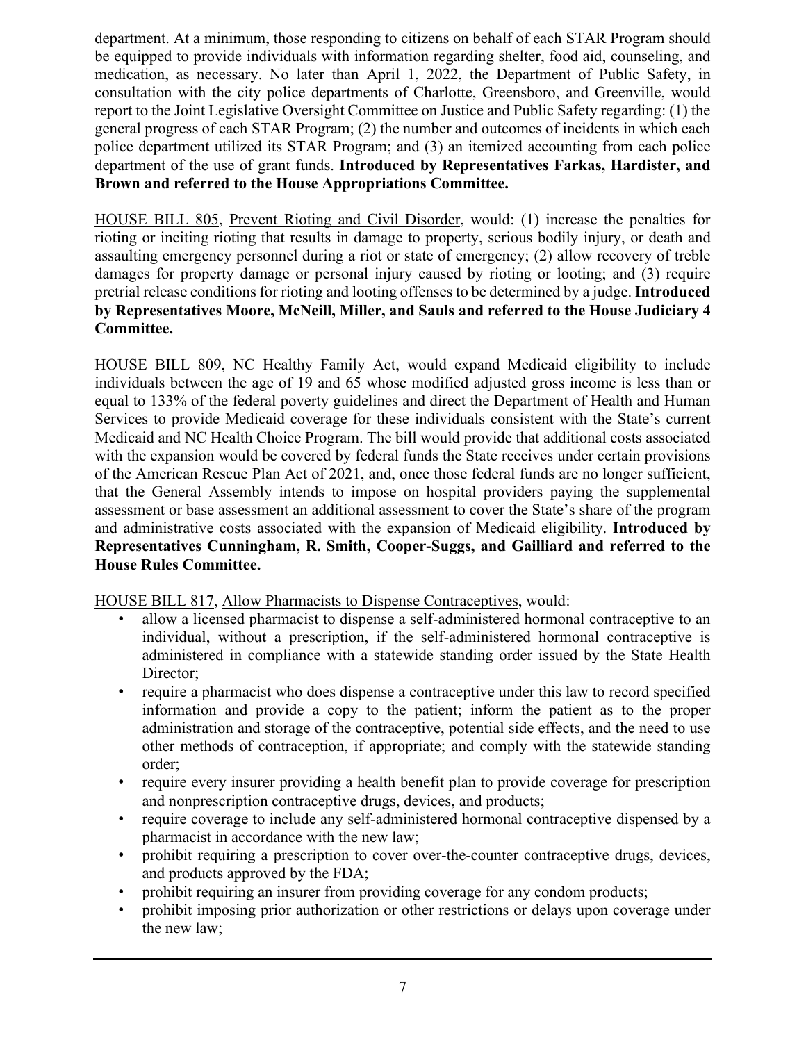department. At a minimum, those responding to citizens on behalf of each STAR Program should be equipped to provide individuals with information regarding shelter, food aid, counseling, and medication, as necessary. No later than April 1, 2022, the Department of Public Safety, in consultation with the city police departments of Charlotte, Greensboro, and Greenville, would report to the Joint Legislative Oversight Committee on Justice and Public Safety regarding: (1) the general progress of each STAR Program; (2) the number and outcomes of incidents in which each police department utilized its STAR Program; and (3) an itemized accounting from each police department of the use of grant funds. **Introduced by Representatives Farkas, Hardister, and Brown and referred to the House Appropriations Committee.**

HOUSE BILL 805, Prevent Rioting and Civil Disorder, would: (1) increase the penalties for rioting or inciting rioting that results in damage to property, serious bodily injury, or death and assaulting emergency personnel during a riot or state of emergency; (2) allow recovery of treble damages for property damage or personal injury caused by rioting or looting; and (3) require pretrial release conditions for rioting and looting offenses to be determined by a judge. **Introduced by Representatives Moore, McNeill, Miller, and Sauls and referred to the House Judiciary 4 Committee.**

HOUSE BILL 809, NC Healthy Family Act, would expand Medicaid eligibility to include individuals between the age of 19 and 65 whose modified adjusted gross income is less than or equal to 133% of the federal poverty guidelines and direct the Department of Health and Human Services to provide Medicaid coverage for these individuals consistent with the State's current Medicaid and NC Health Choice Program. The bill would provide that additional costs associated with the expansion would be covered by federal funds the State receives under certain provisions of the American Rescue Plan Act of 2021, and, once those federal funds are no longer sufficient, that the General Assembly intends to impose on hospital providers paying the supplemental assessment or base assessment an additional assessment to cover the State's share of the program and administrative costs associated with the expansion of Medicaid eligibility. **Introduced by Representatives Cunningham, R. Smith, Cooper-Suggs, and Gailliard and referred to the House Rules Committee.**

HOUSE BILL 817, Allow Pharmacists to Dispense Contraceptives, would:

- allow a licensed pharmacist to dispense a self-administered hormonal contraceptive to an individual, without a prescription, if the self-administered hormonal contraceptive is administered in compliance with a statewide standing order issued by the State Health Director;
- require a pharmacist who does dispense a contraceptive under this law to record specified information and provide a copy to the patient; inform the patient as to the proper administration and storage of the contraceptive, potential side effects, and the need to use other methods of contraception, if appropriate; and comply with the statewide standing order;
- require every insurer providing a health benefit plan to provide coverage for prescription and nonprescription contraceptive drugs, devices, and products;
- require coverage to include any self-administered hormonal contraceptive dispensed by a pharmacist in accordance with the new law;
- prohibit requiring a prescription to cover over-the-counter contraceptive drugs, devices, and products approved by the FDA;
- prohibit requiring an insurer from providing coverage for any condom products;
- prohibit imposing prior authorization or other restrictions or delays upon coverage under the new law;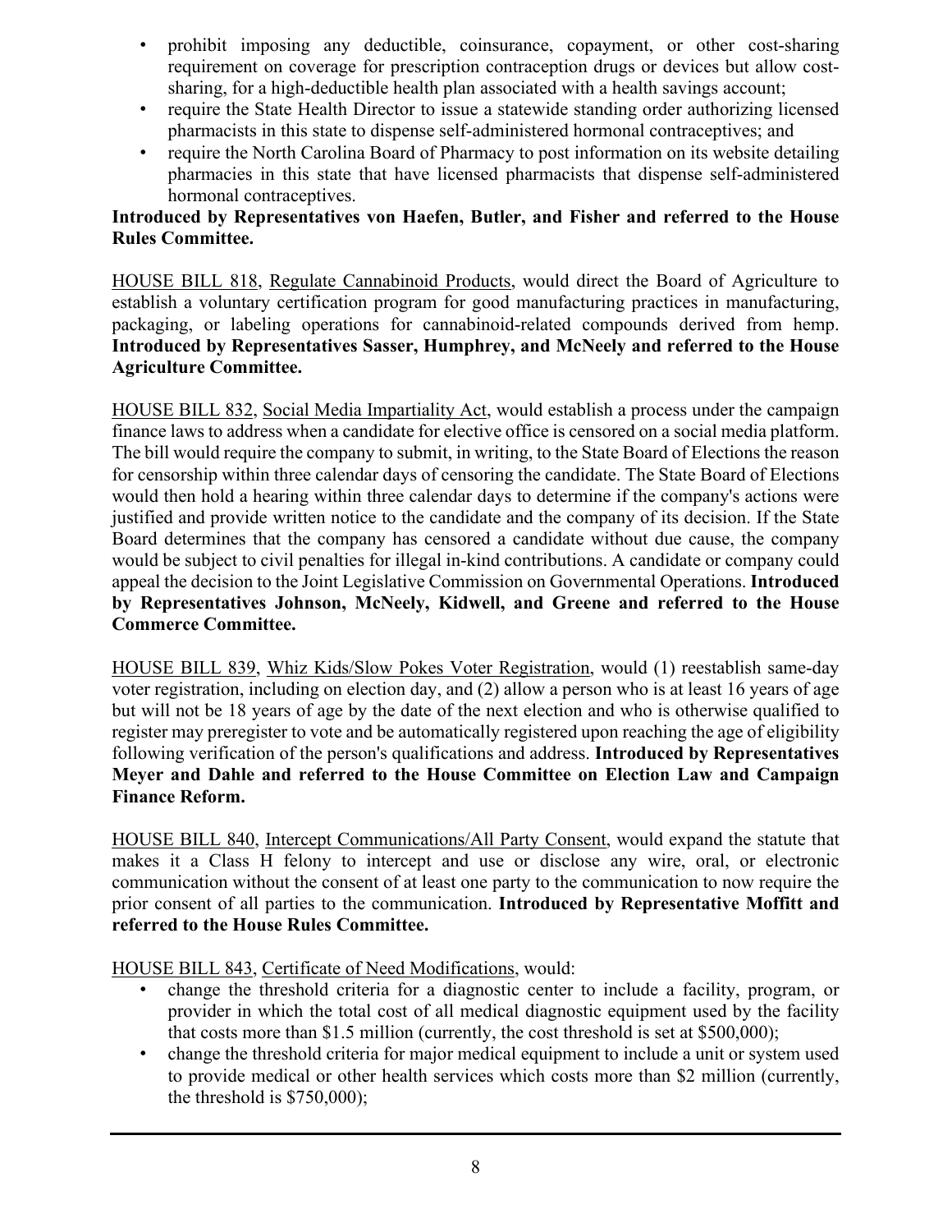- prohibit imposing any deductible, coinsurance, copayment, or other cost-sharing requirement on coverage for prescription contraception drugs or devices but allow cost-sharing, for a high-deductible health plan associated with a health savings account;
- require the State Health Director to issue a statewide standing order authorizing licensed pharmacists in this state to dispense self-administered hormonal contraceptives; and
- require the North Carolina Board of Pharmacy to post information on its website detailing pharmacies in this state that have licensed pharmacists that dispense self-administered hormonal contraceptives.

**Introduced by Representatives von Haefen, Butler, and Fisher and referred to the House Rules Committee.**

HOUSE BILL 818, Regulate Cannabinoid Products, would direct the Board of Agriculture to establish a voluntary certification program for good manufacturing practices in manufacturing, packaging, or labeling operations for cannabinoid-related compounds derived from hemp. **Introduced by Representatives Sasser, Humphrey, and McNeely and referred to the House Agriculture Committee.**

HOUSE BILL 832, Social Media Impartiality Act, would establish a process under the campaign finance laws to address when a candidate for elective office is censored on a social media platform. The bill would require the company to submit, in writing, to the State Board of Elections the reason for censorship within three calendar days of censoring the candidate. The State Board of Elections would then hold a hearing within three calendar days to determine if the company's actions were justified and provide written notice to the candidate and the company of its decision. If the State Board determines that the company has censored a candidate without due cause, the company would be subject to civil penalties for illegal in-kind contributions. A candidate or company could appeal the decision to the Joint Legislative Commission on Governmental Operations. **Introduced by Representatives Johnson, McNeely, Kidwell, and Greene and referred to the House Commerce Committee.**

HOUSE BILL 839, Whiz Kids/Slow Pokes Voter Registration, would (1) reestablish same-day voter registration, including on election day, and (2) allow a person who is at least 16 years of age but will not be 18 years of age by the date of the next election and who is otherwise qualified to register may preregister to vote and be automatically registered upon reaching the age of eligibility following verification of the person's qualifications and address. **Introduced by Representatives Meyer and Dahle and referred to the House Committee on Election Law and Campaign Finance Reform.**

HOUSE BILL 840, Intercept Communications/All Party Consent, would expand the statute that makes it a Class H felony to intercept and use or disclose any wire, oral, or electronic communication without the consent of at least one party to the communication to now require the prior consent of all parties to the communication. **Introduced by Representative Moffitt and referred to the House Rules Committee.**

HOUSE BILL 843, Certificate of Need Modifications, would:

- change the threshold criteria for a diagnostic center to include a facility, program, or provider in which the total cost of all medical diagnostic equipment used by the facility that costs more than $1.5 million (currently, the cost threshold is set at $500,000);
- change the threshold criteria for major medical equipment to include a unit or system used to provide medical or other health services which costs more than $2 million (currently, the threshold is $750,000);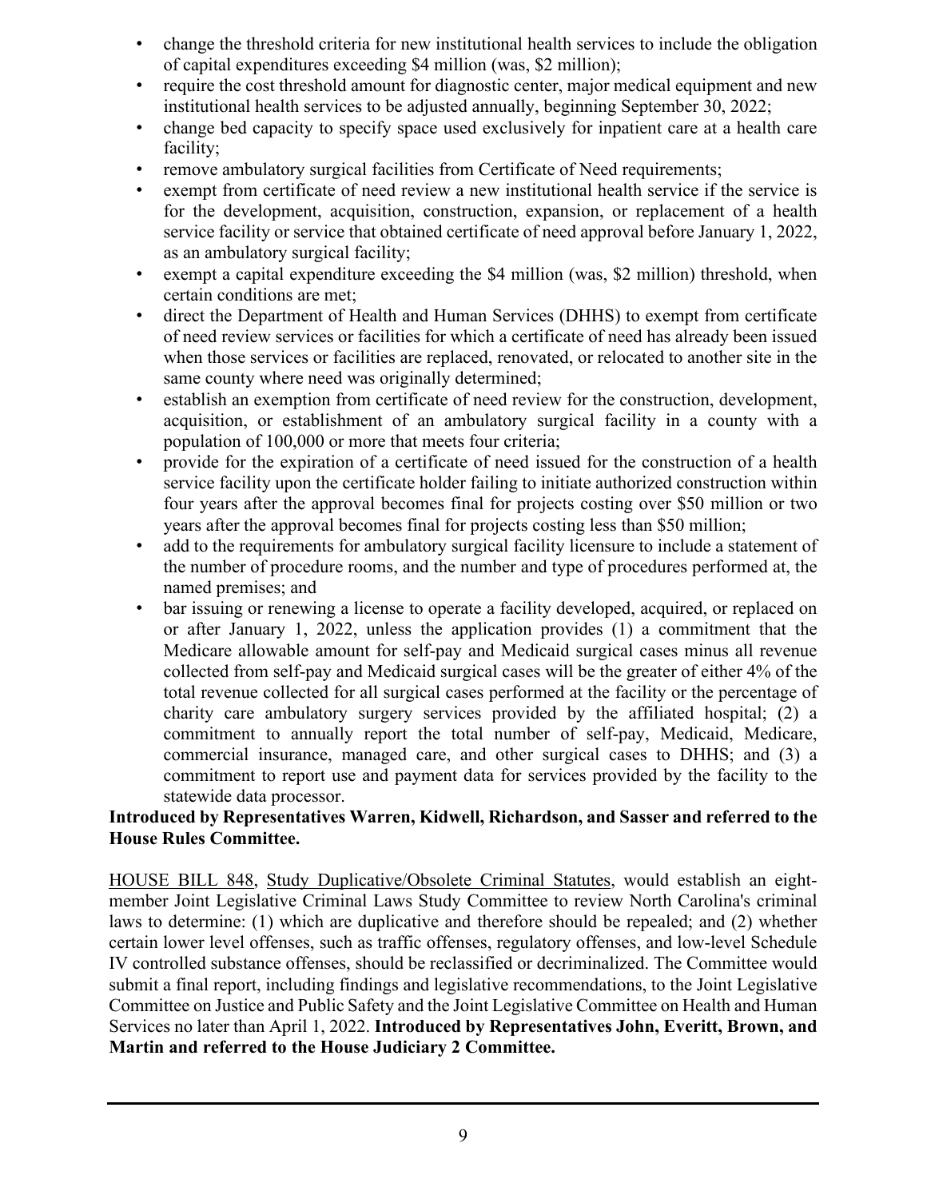- change the threshold criteria for new institutional health services to include the obligation of capital expenditures exceeding $4 million (was, $2 million);
- require the cost threshold amount for diagnostic center, major medical equipment and new institutional health services to be adjusted annually, beginning September 30, 2022;
- change bed capacity to specify space used exclusively for inpatient care at a health care facility;
- remove ambulatory surgical facilities from Certificate of Need requirements;
- exempt from certificate of need review a new institutional health service if the service is for the development, acquisition, construction, expansion, or replacement of a health service facility or service that obtained certificate of need approval before January 1, 2022, as an ambulatory surgical facility;
- exempt a capital expenditure exceeding the $4 million (was, $2 million) threshold, when certain conditions are met;
- direct the Department of Health and Human Services (DHHS) to exempt from certificate of need review services or facilities for which a certificate of need has already been issued when those services or facilities are replaced, renovated, or relocated to another site in the same county where need was originally determined;
- establish an exemption from certificate of need review for the construction, development, acquisition, or establishment of an ambulatory surgical facility in a county with a population of 100,000 or more that meets four criteria;
- provide for the expiration of a certificate of need issued for the construction of a health service facility upon the certificate holder failing to initiate authorized construction within four years after the approval becomes final for projects costing over $50 million or two years after the approval becomes final for projects costing less than $50 million;
- add to the requirements for ambulatory surgical facility licensure to include a statement of the number of procedure rooms, and the number and type of procedures performed at, the named premises; and
- bar issuing or renewing a license to operate a facility developed, acquired, or replaced on or after January 1, 2022, unless the application provides (1) a commitment that the Medicare allowable amount for self-pay and Medicaid surgical cases minus all revenue collected from self-pay and Medicaid surgical cases will be the greater of either 4% of the total revenue collected for all surgical cases performed at the facility or the percentage of charity care ambulatory surgery services provided by the affiliated hospital; (2) a commitment to annually report the total number of self-pay, Medicaid, Medicare, commercial insurance, managed care, and other surgical cases to DHHS; and (3) a commitment to report use and payment data for services provided by the facility to the statewide data processor.

**Introduced by Representatives Warren, Kidwell, Richardson, and Sasser and referred to the House Rules Committee.**

HOUSE BILL 848, Study Duplicative/Obsolete Criminal Statutes, would establish an eight-member Joint Legislative Criminal Laws Study Committee to review North Carolina's criminal laws to determine: (1) which are duplicative and therefore should be repealed; and (2) whether certain lower level offenses, such as traffic offenses, regulatory offenses, and low-level Schedule IV controlled substance offenses, should be reclassified or decriminalized. The Committee would submit a final report, including findings and legislative recommendations, to the Joint Legislative Committee on Justice and Public Safety and the Joint Legislative Committee on Health and Human Services no later than April 1, 2022. **Introduced by Representatives John, Everitt, Brown, and Martin and referred to the House Judiciary 2 Committee.**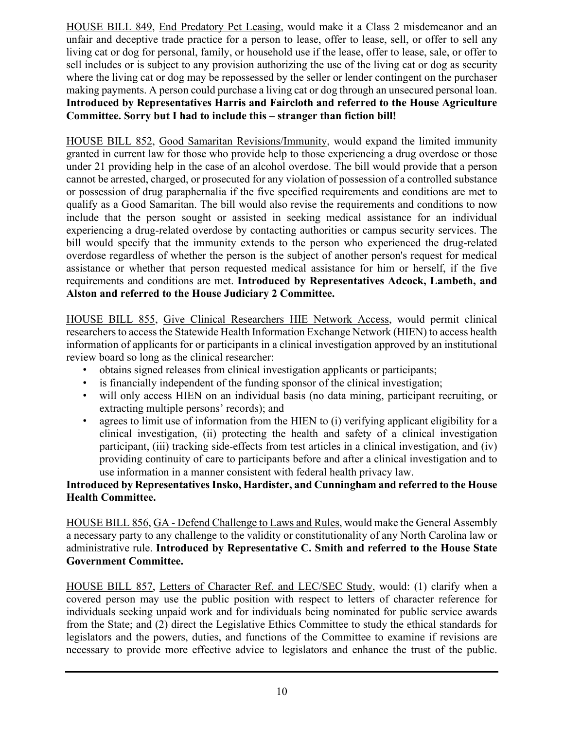HOUSE BILL 849, End Predatory Pet Leasing, would make it a Class 2 misdemeanor and an unfair and deceptive trade practice for a person to lease, offer to lease, sell, or offer to sell any living cat or dog for personal, family, or household use if the lease, offer to lease, sale, or offer to sell includes or is subject to any provision authorizing the use of the living cat or dog as security where the living cat or dog may be repossessed by the seller or lender contingent on the purchaser making payments. A person could purchase a living cat or dog through an unsecured personal loan. **Introduced by Representatives Harris and Faircloth and referred to the House Agriculture Committee. Sorry but I had to include this – stranger than fiction bill!**

HOUSE BILL 852, Good Samaritan Revisions/Immunity, would expand the limited immunity granted in current law for those who provide help to those experiencing a drug overdose or those under 21 providing help in the case of an alcohol overdose. The bill would provide that a person cannot be arrested, charged, or prosecuted for any violation of possession of a controlled substance or possession of drug paraphernalia if the five specified requirements and conditions are met to qualify as a Good Samaritan. The bill would also revise the requirements and conditions to now include that the person sought or assisted in seeking medical assistance for an individual experiencing a drug-related overdose by contacting authorities or campus security services. The bill would specify that the immunity extends to the person who experienced the drug-related overdose regardless of whether the person is the subject of another person's request for medical assistance or whether that person requested medical assistance for him or herself, if the five requirements and conditions are met. **Introduced by Representatives Adcock, Lambeth, and Alston and referred to the House Judiciary 2 Committee.**

HOUSE BILL 855, Give Clinical Researchers HIE Network Access, would permit clinical researchers to access the Statewide Health Information Exchange Network (HIEN) to access health information of applicants for or participants in a clinical investigation approved by an institutional review board so long as the clinical researcher:

- obtains signed releases from clinical investigation applicants or participants;
- is financially independent of the funding sponsor of the clinical investigation;
- will only access HIEN on an individual basis (no data mining, participant recruiting, or extracting multiple persons' records); and
- agrees to limit use of information from the HIEN to (i) verifying applicant eligibility for a clinical investigation, (ii) protecting the health and safety of a clinical investigation participant, (iii) tracking side-effects from test articles in a clinical investigation, and (iv) providing continuity of care to participants before and after a clinical investigation and to use information in a manner consistent with federal health privacy law.

**Introduced by Representatives Insko, Hardister, and Cunningham and referred to the House Health Committee.**

HOUSE BILL 856, GA - Defend Challenge to Laws and Rules, would make the General Assembly a necessary party to any challenge to the validity or constitutionality of any North Carolina law or administrative rule. **Introduced by Representative C. Smith and referred to the House State Government Committee.**

HOUSE BILL 857, Letters of Character Ref. and LEC/SEC Study, would: (1) clarify when a covered person may use the public position with respect to letters of character reference for individuals seeking unpaid work and for individuals being nominated for public service awards from the State; and (2) direct the Legislative Ethics Committee to study the ethical standards for legislators and the powers, duties, and functions of the Committee to examine if revisions are necessary to provide more effective advice to legislators and enhance the trust of the public.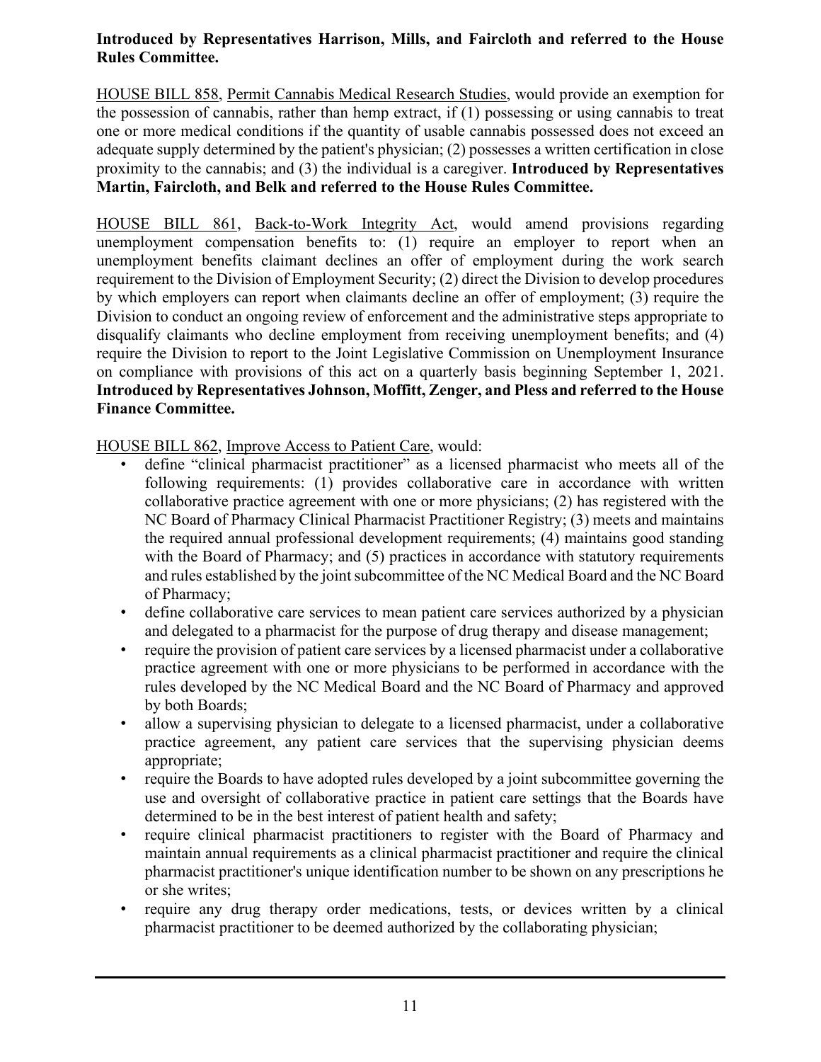**Introduced by Representatives Harrison, Mills, and Faircloth and referred to the House Rules Committee.**

HOUSE BILL 858, Permit Cannabis Medical Research Studies, would provide an exemption for the possession of cannabis, rather than hemp extract, if (1) possessing or using cannabis to treat one or more medical conditions if the quantity of usable cannabis possessed does not exceed an adequate supply determined by the patient's physician; (2) possesses a written certification in close proximity to the cannabis; and (3) the individual is a caregiver. **Introduced by Representatives Martin, Faircloth, and Belk and referred to the House Rules Committee.**

HOUSE BILL 861, Back-to-Work Integrity Act, would amend provisions regarding unemployment compensation benefits to: (1) require an employer to report when an unemployment benefits claimant declines an offer of employment during the work search requirement to the Division of Employment Security; (2) direct the Division to develop procedures by which employers can report when claimants decline an offer of employment; (3) require the Division to conduct an ongoing review of enforcement and the administrative steps appropriate to disqualify claimants who decline employment from receiving unemployment benefits; and (4) require the Division to report to the Joint Legislative Commission on Unemployment Insurance on compliance with provisions of this act on a quarterly basis beginning September 1, 2021. **Introduced by Representatives Johnson, Moffitt, Zenger, and Pless and referred to the House Finance Committee.**

HOUSE BILL 862, Improve Access to Patient Care, would:

- define "clinical pharmacist practitioner" as a licensed pharmacist who meets all of the following requirements: (1) provides collaborative care in accordance with written collaborative practice agreement with one or more physicians; (2) has registered with the NC Board of Pharmacy Clinical Pharmacist Practitioner Registry; (3) meets and maintains the required annual professional development requirements; (4) maintains good standing with the Board of Pharmacy; and (5) practices in accordance with statutory requirements and rules established by the joint subcommittee of the NC Medical Board and the NC Board of Pharmacy;
- define collaborative care services to mean patient care services authorized by a physician and delegated to a pharmacist for the purpose of drug therapy and disease management;
- require the provision of patient care services by a licensed pharmacist under a collaborative practice agreement with one or more physicians to be performed in accordance with the rules developed by the NC Medical Board and the NC Board of Pharmacy and approved by both Boards;
- allow a supervising physician to delegate to a licensed pharmacist, under a collaborative practice agreement, any patient care services that the supervising physician deems appropriate;
- require the Boards to have adopted rules developed by a joint subcommittee governing the use and oversight of collaborative practice in patient care settings that the Boards have determined to be in the best interest of patient health and safety;
- require clinical pharmacist practitioners to register with the Board of Pharmacy and maintain annual requirements as a clinical pharmacist practitioner and require the clinical pharmacist practitioner's unique identification number to be shown on any prescriptions he or she writes;
- require any drug therapy order medications, tests, or devices written by a clinical pharmacist practitioner to be deemed authorized by the collaborating physician;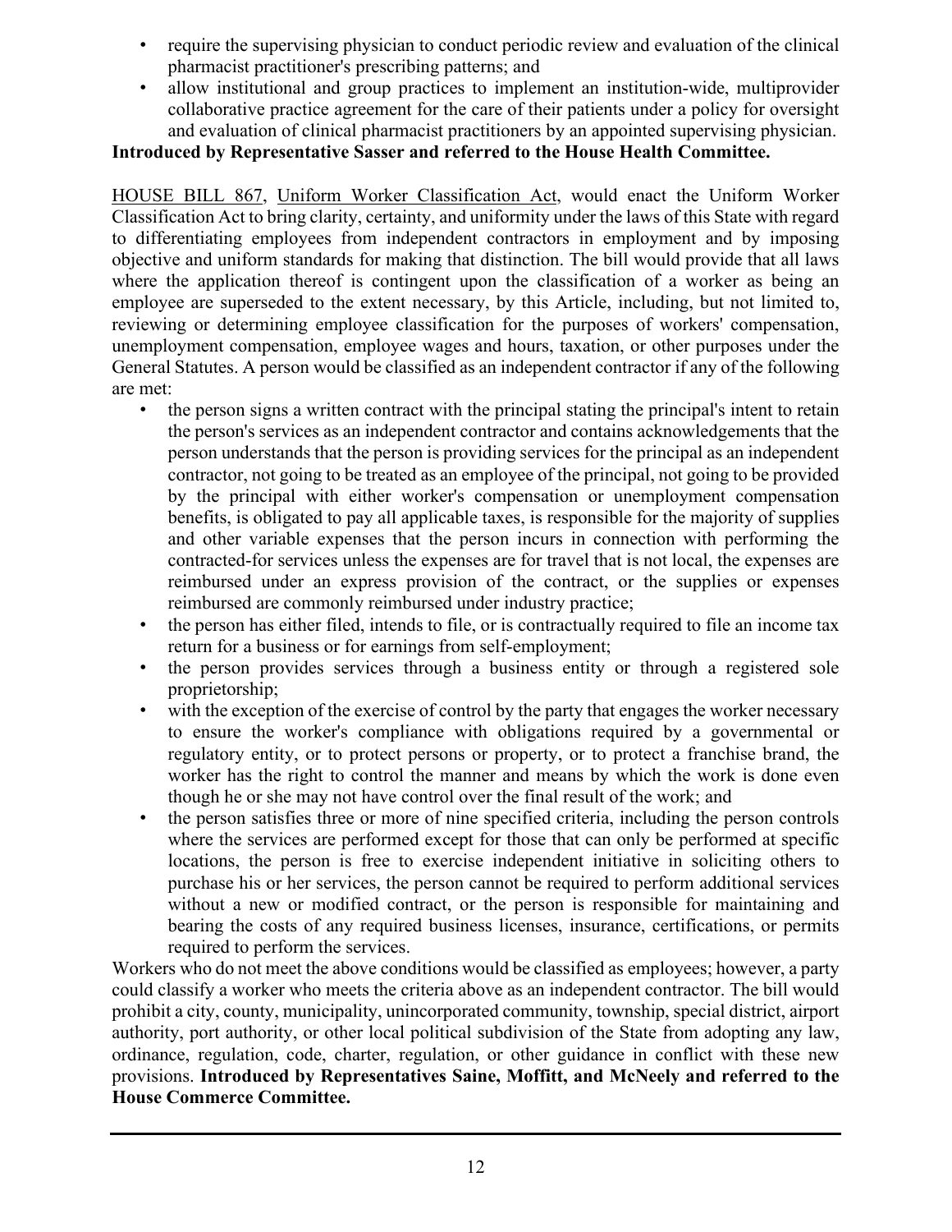- require the supervising physician to conduct periodic review and evaluation of the clinical pharmacist practitioner's prescribing patterns; and
- allow institutional and group practices to implement an institution-wide, multiprovider collaborative practice agreement for the care of their patients under a policy for oversight and evaluation of clinical pharmacist practitioners by an appointed supervising physician.

**Introduced by Representative Sasser and referred to the House Health Committee.**

HOUSE BILL 867, Uniform Worker Classification Act, would enact the Uniform Worker Classification Act to bring clarity, certainty, and uniformity under the laws of this State with regard to differentiating employees from independent contractors in employment and by imposing objective and uniform standards for making that distinction. The bill would provide that all laws where the application thereof is contingent upon the classification of a worker as being an employee are superseded to the extent necessary, by this Article, including, but not limited to, reviewing or determining employee classification for the purposes of workers' compensation, unemployment compensation, employee wages and hours, taxation, or other purposes under the General Statutes. A person would be classified as an independent contractor if any of the following are met:

- the person signs a written contract with the principal stating the principal's intent to retain the person's services as an independent contractor and contains acknowledgements that the person understands that the person is providing services for the principal as an independent contractor, not going to be treated as an employee of the principal, not going to be provided by the principal with either worker's compensation or unemployment compensation benefits, is obligated to pay all applicable taxes, is responsible for the majority of supplies and other variable expenses that the person incurs in connection with performing the contracted-for services unless the expenses are for travel that is not local, the expenses are reimbursed under an express provision of the contract, or the supplies or expenses reimbursed are commonly reimbursed under industry practice;
- the person has either filed, intends to file, or is contractually required to file an income tax return for a business or for earnings from self-employment;
- the person provides services through a business entity or through a registered sole proprietorship;
- with the exception of the exercise of control by the party that engages the worker necessary to ensure the worker's compliance with obligations required by a governmental or regulatory entity, or to protect persons or property, or to protect a franchise brand, the worker has the right to control the manner and means by which the work is done even though he or she may not have control over the final result of the work; and
- the person satisfies three or more of nine specified criteria, including the person controls where the services are performed except for those that can only be performed at specific locations, the person is free to exercise independent initiative in soliciting others to purchase his or her services, the person cannot be required to perform additional services without a new or modified contract, or the person is responsible for maintaining and bearing the costs of any required business licenses, insurance, certifications, or permits required to perform the services.

Workers who do not meet the above conditions would be classified as employees; however, a party could classify a worker who meets the criteria above as an independent contractor. The bill would prohibit a city, county, municipality, unincorporated community, township, special district, airport authority, port authority, or other local political subdivision of the State from adopting any law, ordinance, regulation, code, charter, regulation, or other guidance in conflict with these new provisions. **Introduced by Representatives Saine, Moffitt, and McNeely and referred to the House Commerce Committee.**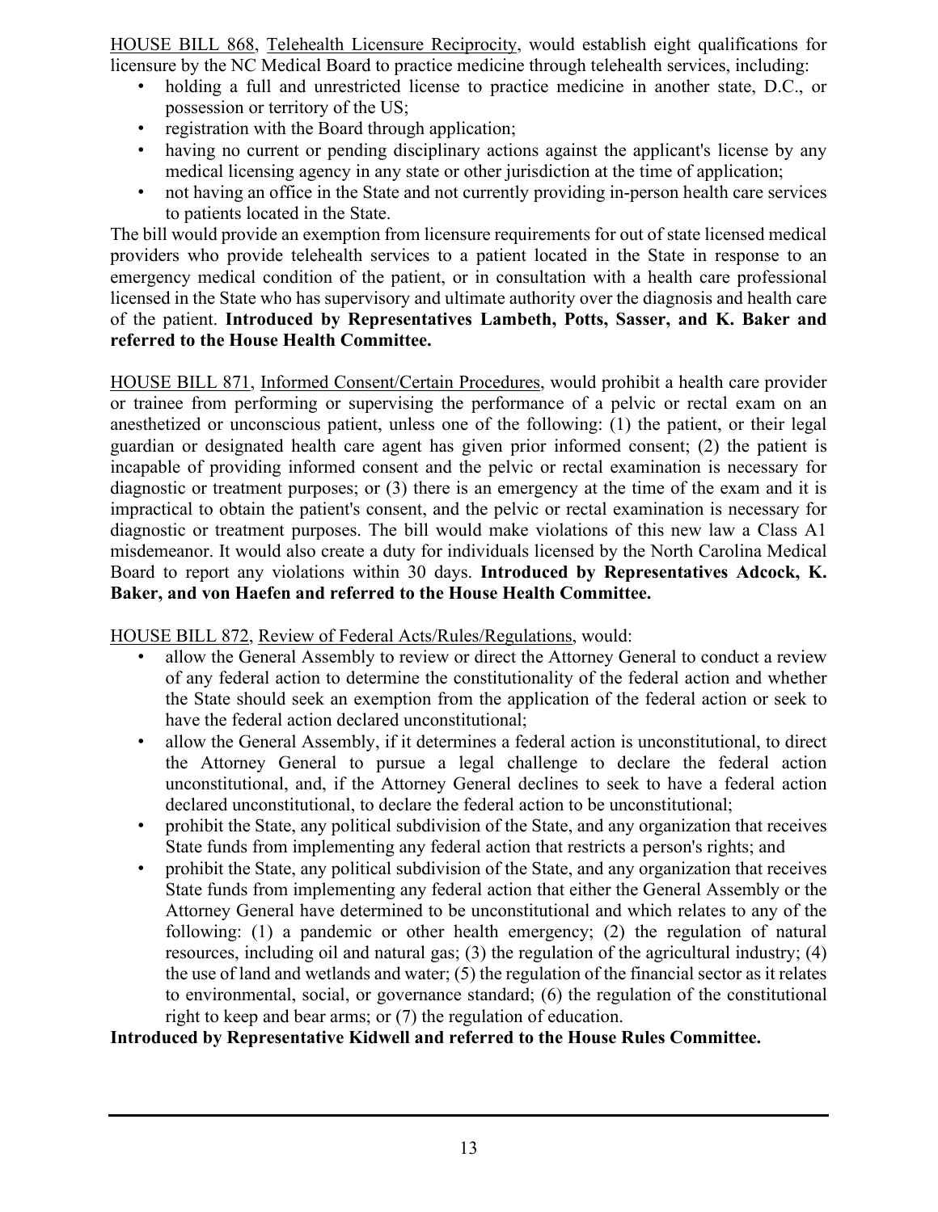HOUSE BILL 868, Telehealth Licensure Reciprocity, would establish eight qualifications for licensure by the NC Medical Board to practice medicine through telehealth services, including:

- holding a full and unrestricted license to practice medicine in another state, D.C., or possession or territory of the US;
- registration with the Board through application;
- having no current or pending disciplinary actions against the applicant's license by any medical licensing agency in any state or other jurisdiction at the time of application;
- not having an office in the State and not currently providing in-person health care services to patients located in the State.

The bill would provide an exemption from licensure requirements for out of state licensed medical providers who provide telehealth services to a patient located in the State in response to an emergency medical condition of the patient, or in consultation with a health care professional licensed in the State who has supervisory and ultimate authority over the diagnosis and health care of the patient. **Introduced by Representatives Lambeth, Potts, Sasser, and K. Baker and referred to the House Health Committee.**

HOUSE BILL 871, Informed Consent/Certain Procedures, would prohibit a health care provider or trainee from performing or supervising the performance of a pelvic or rectal exam on an anesthetized or unconscious patient, unless one of the following: (1) the patient, or their legal guardian or designated health care agent has given prior informed consent; (2) the patient is incapable of providing informed consent and the pelvic or rectal examination is necessary for diagnostic or treatment purposes; or (3) there is an emergency at the time of the exam and it is impractical to obtain the patient's consent, and the pelvic or rectal examination is necessary for diagnostic or treatment purposes. The bill would make violations of this new law a Class A1 misdemeanor. It would also create a duty for individuals licensed by the North Carolina Medical Board to report any violations within 30 days. **Introduced by Representatives Adcock, K. Baker, and von Haefen and referred to the House Health Committee.**

HOUSE BILL 872, Review of Federal Acts/Rules/Regulations, would:

- allow the General Assembly to review or direct the Attorney General to conduct a review of any federal action to determine the constitutionality of the federal action and whether the State should seek an exemption from the application of the federal action or seek to have the federal action declared unconstitutional;
- allow the General Assembly, if it determines a federal action is unconstitutional, to direct the Attorney General to pursue a legal challenge to declare the federal action unconstitutional, and, if the Attorney General declines to seek to have a federal action declared unconstitutional, to declare the federal action to be unconstitutional;
- prohibit the State, any political subdivision of the State, and any organization that receives State funds from implementing any federal action that restricts a person's rights; and
- prohibit the State, any political subdivision of the State, and any organization that receives State funds from implementing any federal action that either the General Assembly or the Attorney General have determined to be unconstitutional and which relates to any of the following: (1) a pandemic or other health emergency; (2) the regulation of natural resources, including oil and natural gas; (3) the regulation of the agricultural industry; (4) the use of land and wetlands and water; (5) the regulation of the financial sector as it relates to environmental, social, or governance standard; (6) the regulation of the constitutional right to keep and bear arms; or (7) the regulation of education.

**Introduced by Representative Kidwell and referred to the House Rules Committee.**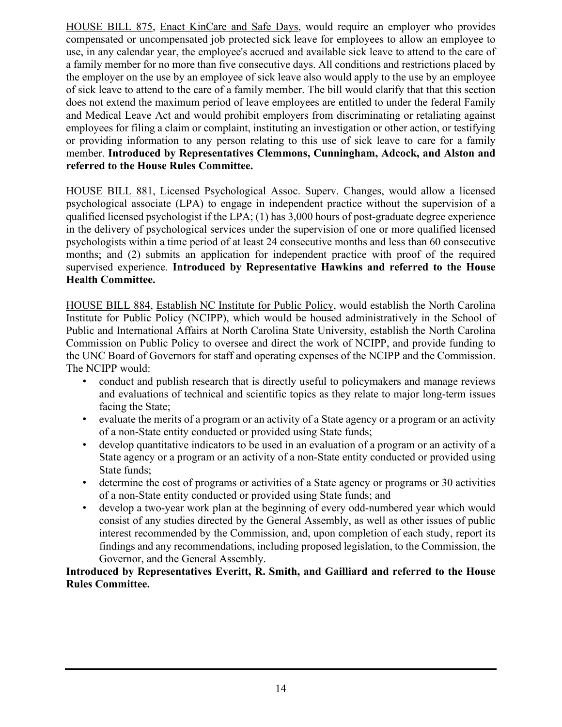HOUSE BILL 875, Enact KinCare and Safe Days, would require an employer who provides compensated or uncompensated job protected sick leave for employees to allow an employee to use, in any calendar year, the employee's accrued and available sick leave to attend to the care of a family member for no more than five consecutive days. All conditions and restrictions placed by the employer on the use by an employee of sick leave also would apply to the use by an employee of sick leave to attend to the care of a family member. The bill would clarify that that this section does not extend the maximum period of leave employees are entitled to under the federal Family and Medical Leave Act and would prohibit employers from discriminating or retaliating against employees for filing a claim or complaint, instituting an investigation or other action, or testifying or providing information to any person relating to this use of sick leave to care for a family member. **Introduced by Representatives Clemmons, Cunningham, Adcock, and Alston and referred to the House Rules Committee.**

HOUSE BILL 881, Licensed Psychological Assoc. Superv. Changes, would allow a licensed psychological associate (LPA) to engage in independent practice without the supervision of a qualified licensed psychologist if the LPA; (1) has 3,000 hours of post-graduate degree experience in the delivery of psychological services under the supervision of one or more qualified licensed psychologists within a time period of at least 24 consecutive months and less than 60 consecutive months; and (2) submits an application for independent practice with proof of the required supervised experience. **Introduced by Representative Hawkins and referred to the House Health Committee.**

HOUSE BILL 884, Establish NC Institute for Public Policy, would establish the North Carolina Institute for Public Policy (NCIPP), which would be housed administratively in the School of Public and International Affairs at North Carolina State University, establish the North Carolina Commission on Public Policy to oversee and direct the work of NCIPP, and provide funding to the UNC Board of Governors for staff and operating expenses of the NCIPP and the Commission. The NCIPP would:

- conduct and publish research that is directly useful to policymakers and manage reviews and evaluations of technical and scientific topics as they relate to major long-term issues facing the State;
- evaluate the merits of a program or an activity of a State agency or a program or an activity of a non-State entity conducted or provided using State funds;
- develop quantitative indicators to be used in an evaluation of a program or an activity of a State agency or a program or an activity of a non-State entity conducted or provided using State funds;
- determine the cost of programs or activities of a State agency or programs or 30 activities of a non-State entity conducted or provided using State funds; and
- develop a two-year work plan at the beginning of every odd-numbered year which would consist of any studies directed by the General Assembly, as well as other issues of public interest recommended by the Commission, and, upon completion of each study, report its findings and any recommendations, including proposed legislation, to the Commission, the Governor, and the General Assembly.

**Introduced by Representatives Everitt, R. Smith, and Gailliard and referred to the House Rules Committee.**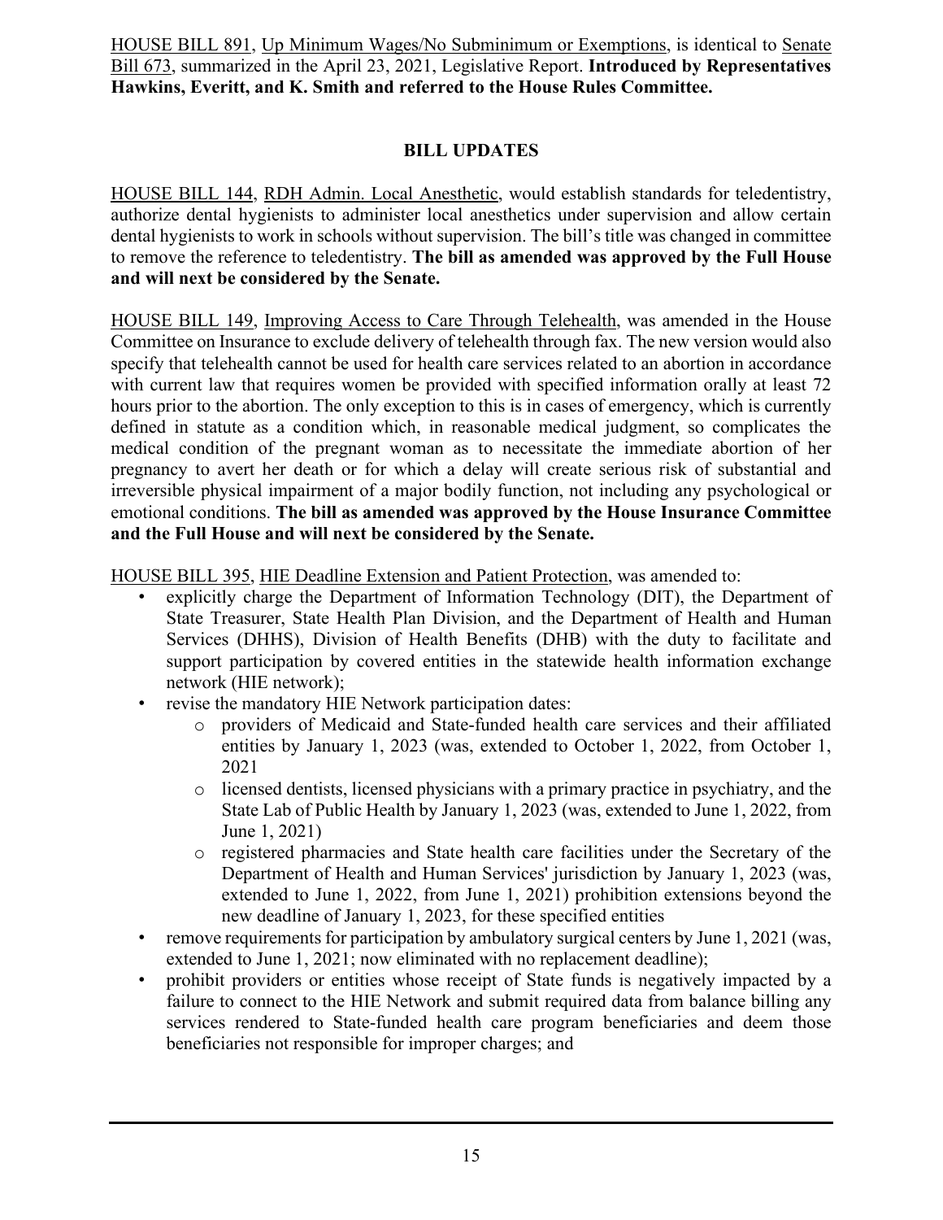HOUSE BILL 891, Up Minimum Wages/No Subminimum or Exemptions, is identical to Senate Bill 673, summarized in the April 23, 2021, Legislative Report. **Introduced by Representatives Hawkins, Everitt, and K. Smith and referred to the House Rules Committee.**

## BILL UPDATES

HOUSE BILL 144, RDH Admin. Local Anesthetic, would establish standards for teledentistry, authorize dental hygienists to administer local anesthetics under supervision and allow certain dental hygienists to work in schools without supervision. The bill's title was changed in committee to remove the reference to teledentistry. **The bill as amended was approved by the Full House and will next be considered by the Senate.**

HOUSE BILL 149, Improving Access to Care Through Telehealth, was amended in the House Committee on Insurance to exclude delivery of telehealth through fax. The new version would also specify that telehealth cannot be used for health care services related to an abortion in accordance with current law that requires women be provided with specified information orally at least 72 hours prior to the abortion. The only exception to this is in cases of emergency, which is currently defined in statute as a condition which, in reasonable medical judgment, so complicates the medical condition of the pregnant woman as to necessitate the immediate abortion of her pregnancy to avert her death or for which a delay will create serious risk of substantial and irreversible physical impairment of a major bodily function, not including any psychological or emotional conditions. **The bill as amended was approved by the House Insurance Committee and the Full House and will next be considered by the Senate.**

HOUSE BILL 395, HIE Deadline Extension and Patient Protection, was amended to:

- explicitly charge the Department of Information Technology (DIT), the Department of State Treasurer, State Health Plan Division, and the Department of Health and Human Services (DHHS), Division of Health Benefits (DHB) with the duty to facilitate and support participation by covered entities in the statewide health information exchange network (HIE network);
- revise the mandatory HIE Network participation dates:
  - providers of Medicaid and State-funded health care services and their affiliated entities by January 1, 2023 (was, extended to October 1, 2022, from October 1, 2021
  - licensed dentists, licensed physicians with a primary practice in psychiatry, and the State Lab of Public Health by January 1, 2023 (was, extended to June 1, 2022, from June 1, 2021)
  - registered pharmacies and State health care facilities under the Secretary of the Department of Health and Human Services' jurisdiction by January 1, 2023 (was, extended to June 1, 2022, from June 1, 2021) prohibition extensions beyond the new deadline of January 1, 2023, for these specified entities
- remove requirements for participation by ambulatory surgical centers by June 1, 2021 (was, extended to June 1, 2021; now eliminated with no replacement deadline);
- prohibit providers or entities whose receipt of State funds is negatively impacted by a failure to connect to the HIE Network and submit required data from balance billing any services rendered to State-funded health care program beneficiaries and deem those beneficiaries not responsible for improper charges; and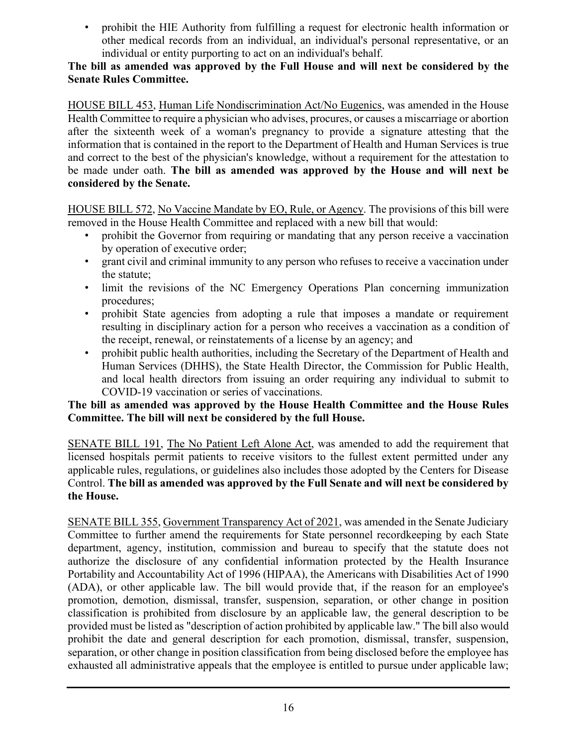- prohibit the HIE Authority from fulfilling a request for electronic health information or other medical records from an individual, an individual's personal representative, or an individual or entity purporting to act on an individual's behalf.

**The bill as amended was approved by the Full House and will next be considered by the Senate Rules Committee.**

HOUSE BILL 453, Human Life Nondiscrimination Act/No Eugenics, was amended in the House Health Committee to require a physician who advises, procures, or causes a miscarriage or abortion after the sixteenth week of a woman's pregnancy to provide a signature attesting that the information that is contained in the report to the Department of Health and Human Services is true and correct to the best of the physician's knowledge, without a requirement for the attestation to be made under oath. **The bill as amended was approved by the House and will next be considered by the Senate.**

HOUSE BILL 572, No Vaccine Mandate by EO, Rule, or Agency. The provisions of this bill were removed in the House Health Committee and replaced with a new bill that would:

- prohibit the Governor from requiring or mandating that any person receive a vaccination by operation of executive order;
- grant civil and criminal immunity to any person who refuses to receive a vaccination under the statute;
- limit the revisions of the NC Emergency Operations Plan concerning immunization procedures;
- prohibit State agencies from adopting a rule that imposes a mandate or requirement resulting in disciplinary action for a person who receives a vaccination as a condition of the receipt, renewal, or reinstatements of a license by an agency; and
- prohibit public health authorities, including the Secretary of the Department of Health and Human Services (DHHS), the State Health Director, the Commission for Public Health, and local health directors from issuing an order requiring any individual to submit to COVID-19 vaccination or series of vaccinations.

**The bill as amended was approved by the House Health Committee and the House Rules Committee. The bill will next be considered by the full House.**

SENATE BILL 191, The No Patient Left Alone Act, was amended to add the requirement that licensed hospitals permit patients to receive visitors to the fullest extent permitted under any applicable rules, regulations, or guidelines also includes those adopted by the Centers for Disease Control. **The bill as amended was approved by the Full Senate and will next be considered by the House.**

SENATE BILL 355, Government Transparency Act of 2021, was amended in the Senate Judiciary Committee to further amend the requirements for State personnel recordkeeping by each State department, agency, institution, commission and bureau to specify that the statute does not authorize the disclosure of any confidential information protected by the Health Insurance Portability and Accountability Act of 1996 (HIPAA), the Americans with Disabilities Act of 1990 (ADA), or other applicable law. The bill would provide that, if the reason for an employee's promotion, demotion, dismissal, transfer, suspension, separation, or other change in position classification is prohibited from disclosure by an applicable law, the general description to be provided must be listed as "description of action prohibited by applicable law." The bill also would prohibit the date and general description for each promotion, dismissal, transfer, suspension, separation, or other change in position classification from being disclosed before the employee has exhausted all administrative appeals that the employee is entitled to pursue under applicable law;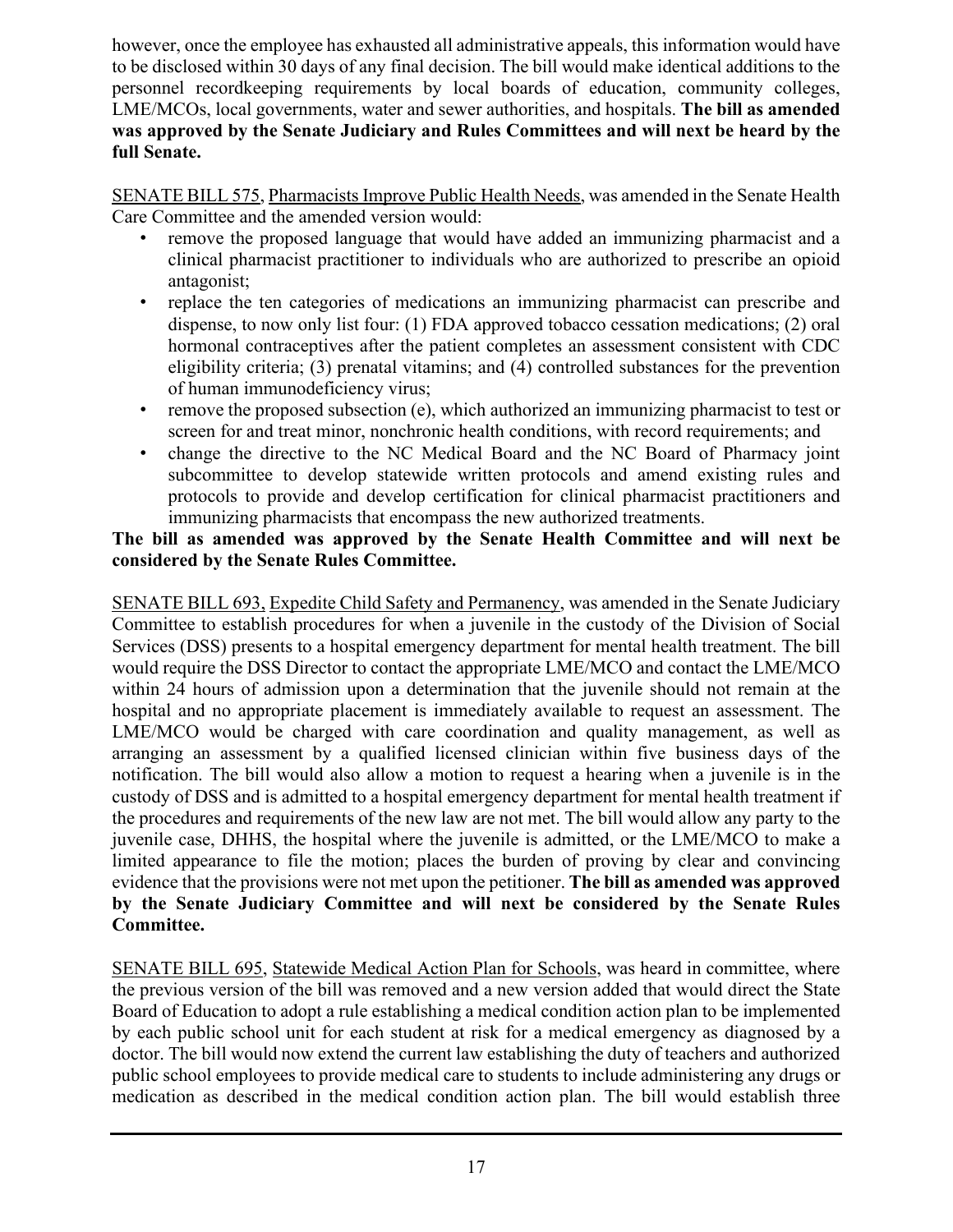however, once the employee has exhausted all administrative appeals, this information would have to be disclosed within 30 days of any final decision. The bill would make identical additions to the personnel recordkeeping requirements by local boards of education, community colleges, LME/MCOs, local governments, water and sewer authorities, and hospitals. **The bill as amended was approved by the Senate Judiciary and Rules Committees and will next be heard by the full Senate.**

SENATE BILL 575, Pharmacists Improve Public Health Needs, was amended in the Senate Health Care Committee and the amended version would:

- remove the proposed language that would have added an immunizing pharmacist and a clinical pharmacist practitioner to individuals who are authorized to prescribe an opioid antagonist;
- replace the ten categories of medications an immunizing pharmacist can prescribe and dispense, to now only list four: (1) FDA approved tobacco cessation medications; (2) oral hormonal contraceptives after the patient completes an assessment consistent with CDC eligibility criteria; (3) prenatal vitamins; and (4) controlled substances for the prevention of human immunodeficiency virus;
- remove the proposed subsection (e), which authorized an immunizing pharmacist to test or screen for and treat minor, nonchronic health conditions, with record requirements; and
- change the directive to the NC Medical Board and the NC Board of Pharmacy joint subcommittee to develop statewide written protocols and amend existing rules and protocols to provide and develop certification for clinical pharmacist practitioners and immunizing pharmacists that encompass the new authorized treatments.

**The bill as amended was approved by the Senate Health Committee and will next be considered by the Senate Rules Committee.**

SENATE BILL 693, Expedite Child Safety and Permanency, was amended in the Senate Judiciary Committee to establish procedures for when a juvenile in the custody of the Division of Social Services (DSS) presents to a hospital emergency department for mental health treatment. The bill would require the DSS Director to contact the appropriate LME/MCO and contact the LME/MCO within 24 hours of admission upon a determination that the juvenile should not remain at the hospital and no appropriate placement is immediately available to request an assessment. The LME/MCO would be charged with care coordination and quality management, as well as arranging an assessment by a qualified licensed clinician within five business days of the notification. The bill would also allow a motion to request a hearing when a juvenile is in the custody of DSS and is admitted to a hospital emergency department for mental health treatment if the procedures and requirements of the new law are not met. The bill would allow any party to the juvenile case, DHHS, the hospital where the juvenile is admitted, or the LME/MCO to make a limited appearance to file the motion; places the burden of proving by clear and convincing evidence that the provisions were not met upon the petitioner. **The bill as amended was approved by the Senate Judiciary Committee and will next be considered by the Senate Rules Committee.**

SENATE BILL 695, Statewide Medical Action Plan for Schools, was heard in committee, where the previous version of the bill was removed and a new version added that would direct the State Board of Education to adopt a rule establishing a medical condition action plan to be implemented by each public school unit for each student at risk for a medical emergency as diagnosed by a doctor. The bill would now extend the current law establishing the duty of teachers and authorized public school employees to provide medical care to students to include administering any drugs or medication as described in the medical condition action plan. The bill would establish three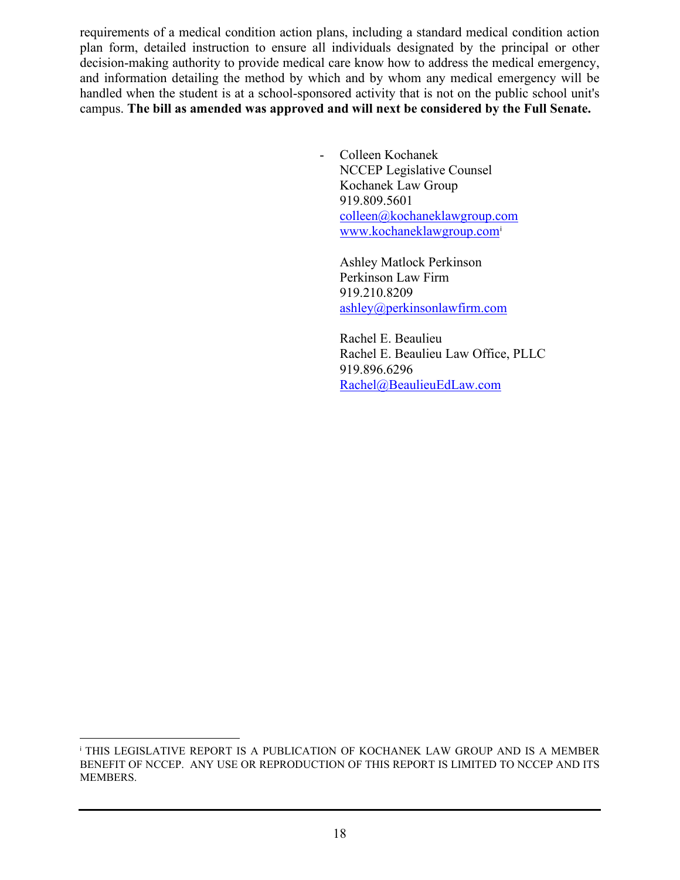requirements of a medical condition action plans, including a standard medical condition action plan form, detailed instruction to ensure all individuals designated by the principal or other decision-making authority to provide medical care know how to address the medical emergency, and information detailing the method by which and by whom any medical emergency will be handled when the student is at a school-sponsored activity that is not on the public school unit's campus. **The bill as amended was approved and will next be considered by the Full Senate.**

- Colleen Kochanek
  NCCEP Legislative Counsel
  Kochanek Law Group
  919.809.5601
  colleen@kochaneklawgroup.com
  www.kochaneklawgroup.com[i]

  Ashley Matlock Perkinson
  Perkinson Law Firm
  919.210.8209
  ashley@perkinsonlawfirm.com

  Rachel E. Beaulieu
  Rachel E. Beaulieu Law Office, PLLC
  919.896.6296
  Rachel@BeaulieuEdLaw.com

[i] THIS LEGISLATIVE REPORT IS A PUBLICATION OF KOCHANEK LAW GROUP AND IS A MEMBER BENEFIT OF NCCEP. ANY USE OR REPRODUCTION OF THIS REPORT IS LIMITED TO NCCEP AND ITS MEMBERS.